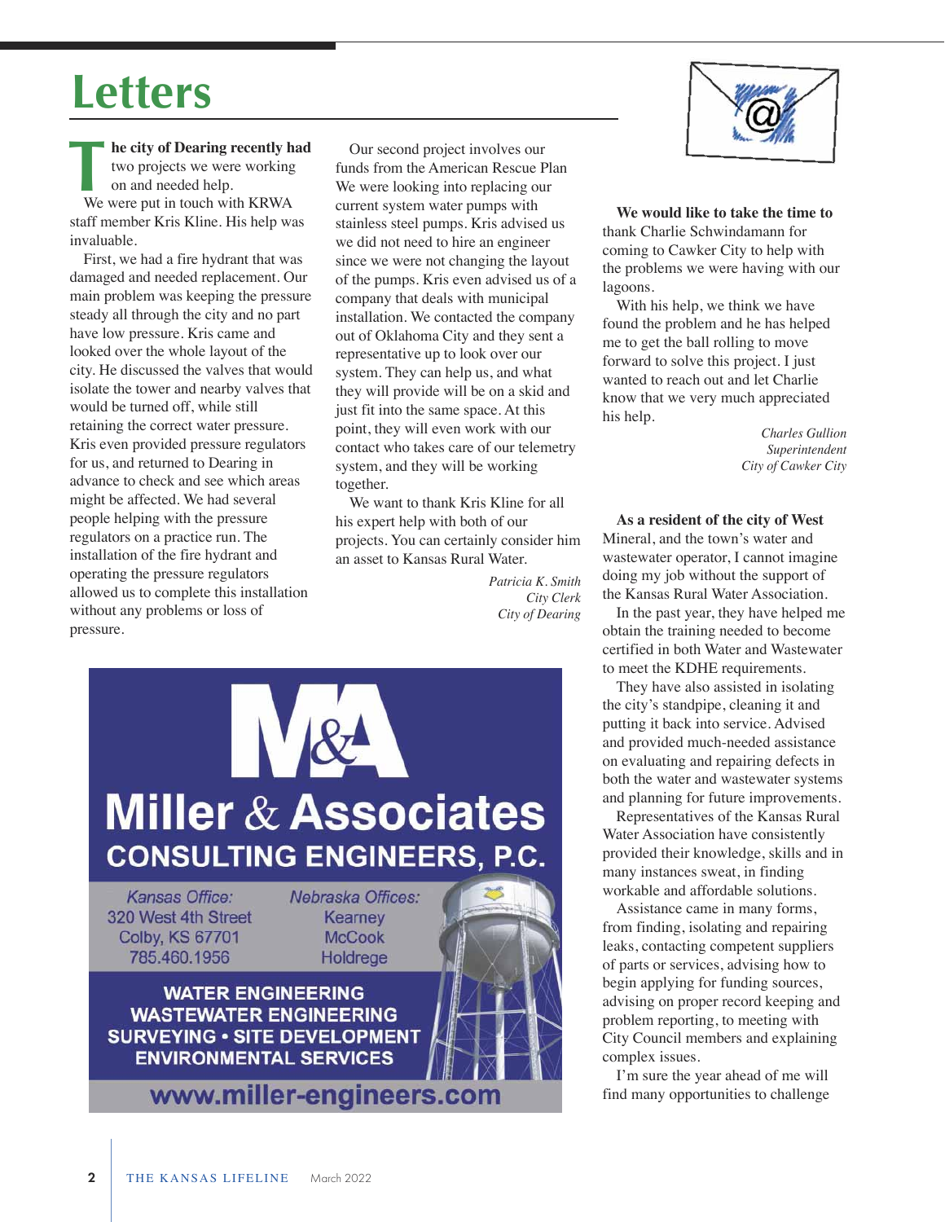# Letters

**The city of Dearing recently had** two projects we were working on and needed help.

We were put in touch with KRWA staff member Kris Kline. His help was invaluable.

First, we had a fire hydrant that was damaged and needed replacement. Our main problem was keeping the pressure steady all through the city and no part have low pressure. Kris came and looked over the whole layout of the city. He discussed the valves that would isolate the tower and nearby valves that would be turned off, while still retaining the correct water pressure. Kris even provided pressure regulators for us, and returned to Dearing in advance to check and see which areas might be affected. We had several people helping with the pressure regulators on a practice run. The installation of the fire hydrant and operating the pressure regulators allowed us to complete this installation without any problems or loss of pressure.

Our second project involves our funds from the American Rescue Plan We were looking into replacing our current system water pumps with stainless steel pumps. Kris advised us we did not need to hire an engineer since we were not changing the layout of the pumps. Kris even advised us of a company that deals with municipal installation. We contacted the company out of Oklahoma City and they sent a representative up to look over our system. They can help us, and what they will provide will be on a skid and just fit into the same space. At this point, they will even work with our contact who takes care of our telemetry system, and they will be working together.

We want to thank Kris Kline for all his expert help with both of our projects. You can certainly consider him an asset to Kansas Rural Water.

*Patricia K. Smith*
*City Clerk*
*City of Dearing*

Miller & Associates
CONSULTING ENGINEERS, P.C.

Kansas Office:
320 West 4th Street
Colby, KS 67701
785.460.1956

Nebraska Offices:
Kearney
McCook
Holdrege

WATER ENGINEERING
WASTEWATER ENGINEERING
SURVEYING • SITE DEVELOPMENT
ENVIRONMENTAL SERVICES

www.miller-engineers.com

**We would like to take the time to** thank Charlie Schwindamann for coming to Cawker City to help with the problems we were having with our lagoons.

With his help, we think we have found the problem and he has helped me to get the ball rolling to move forward to solve this project. I just wanted to reach out and let Charlie know that we very much appreciated his help.

*Charles Gullion*
*Superintendent*
*City of Cawker City*

**As a resident of the city of West** Mineral, and the town's water and wastewater operator, I cannot imagine doing my job without the support of the Kansas Rural Water Association.

In the past year, they have helped me obtain the training needed to become certified in both Water and Wastewater to meet the KDHE requirements.

They have also assisted in isolating the city's standpipe, cleaning it and putting it back into service. Advised and provided much-needed assistance on evaluating and repairing defects in both the water and wastewater systems and planning for future improvements.

Representatives of the Kansas Rural Water Association have consistently provided their knowledge, skills and in many instances sweat, in finding workable and affordable solutions.

Assistance came in many forms, from finding, isolating and repairing leaks, contacting competent suppliers of parts or services, advising how to begin applying for funding sources, advising on proper record keeping and problem reporting, to meeting with City Council members and explaining complex issues.

I'm sure the year ahead of me will find many opportunities to challenge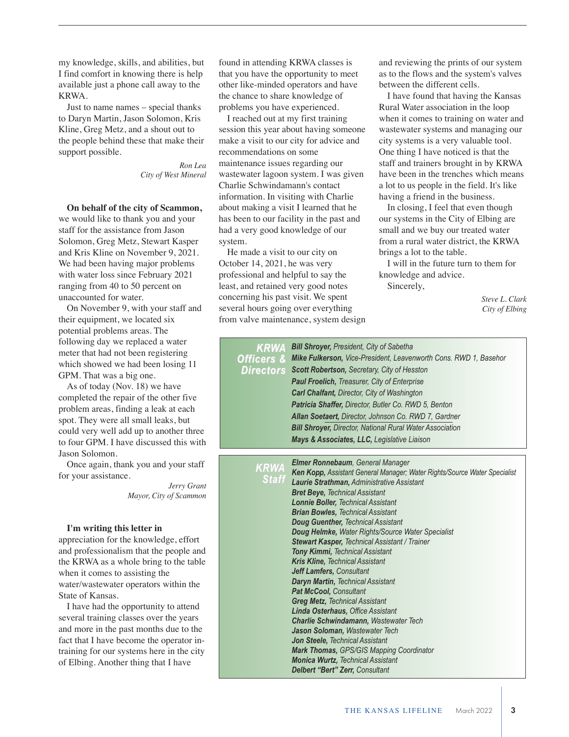my knowledge, skills, and abilities, but I find comfort in knowing there is help available just a phone call away to the KRWA.

Just to name names – special thanks to Daryn Martin, Jason Solomon, Kris Kline, Greg Metz, and a shout out to the people behind these that make their support possible.

*Ron Lea*
*City of West Mineral*

**On behalf of the city of Scammon,** we would like to thank you and your staff for the assistance from Jason Solomon, Greg Metz, Stewart Kasper and Kris Kline on November 9, 2021. We had been having major problems with water loss since February 2021 ranging from 40 to 50 percent on unaccounted for water.

On November 9, with your staff and their equipment, we located six potential problems areas. The following day we replaced a water meter that had not been registering which showed we had been losing 11 GPM. That was a big one.

As of today (Nov. 18) we have completed the repair of the other five problem areas, finding a leak at each spot. They were all small leaks, but could very well add up to another three to four GPM. I have discussed this with Jason Solomon.

Once again, thank you and your staff for your assistance.

*Jerry Grant*
*Mayor, City of Scammon*

**I'm writing this letter in** appreciation for the knowledge, effort and professionalism that the people and the KRWA as a whole bring to the table when it comes to assisting the water/wastewater operators within the State of Kansas.

I have had the opportunity to attend several training classes over the years and more in the past months due to the fact that I have become the operator in-training for our systems here in the city of Elbing. Another thing that I have found in attending KRWA classes is that you have the opportunity to meet other like-minded operators and have the chance to share knowledge of problems you have experienced.

I reached out at my first training session this year about having someone make a visit to our city for advice and recommendations on some maintenance issues regarding our wastewater lagoon system. I was given Charlie Schwindamann's contact information. In visiting with Charlie about making a visit I learned that he has been to our facility in the past and had a very good knowledge of our system.

He made a visit to our city on October 14, 2021, he was very professional and helpful to say the least, and retained very good notes concerning his past visit. We spent several hours going over everything from valve maintenance, system design and reviewing the prints of our system as to the flows and the system's valves between the different cells.

I have found that having the Kansas Rural Water association in the loop when it comes to training on water and wastewater systems and managing our city systems is a very valuable tool. One thing I have noticed is that the staff and trainers brought in by KRWA have been in the trenches which means a lot to us people in the field. It's like having a friend in the business.

In closing, I feel that even though our systems in the City of Elbing are small and we buy our treated water from a rural water district, the KRWA brings a lot to the table.

I will in the future turn to them for knowledge and advice.

Sincerely,

*Steve L. Clark*
*City of Elbing*

## KRWA Officers & Directors

***Bill Shroyer,*** *President, City of Sabetha*
***Mike Fulkerson,*** *Vice-President, Leavenworth Cons. RWD 1, Basehor*
***Scott Robertson,*** *Secretary, City of Hesston*
***Paul Froelich,*** *Treasurer, City of Enterprise*
***Carl Chalfant,*** *Director, City of Washington*
***Patricia Shaffer,*** *Director, Butler Co. RWD 5, Benton*
***Allan Soetaert,*** *Director, Johnson Co. RWD 7, Gardner*
***Bill Shroyer,*** *Director, National Rural Water Association*
***Mays & Associates, LLC,*** *Legislative Liaison*

## KRWA Staff

***Elmer Ronnebaum****, General Manager*
***Ken Kopp,*** *Assistant General Manager; Water Rights/Source Water Specialist*
***Laurie Strathman,*** *Administrative Assistant*
***Bret Beye,*** *Technical Assistant*
***Lonnie Boller,*** *Technical Assistant*
***Brian Bowles,*** *Technical Assistant*
***Doug Guenther,*** *Technical Assistant*
***Doug Helmke,*** *Water Rights/Source Water Specialist*
***Stewart Kasper,*** *Technical Assistant / Trainer*
***Tony Kimmi,*** *Technical Assistant*
***Kris Kline,*** *Technical Assistant*
***Jeff Lamfers,*** *Consultant*
***Daryn Martin,*** *Technical Assistant*
***Pat McCool,*** *Consultant*
***Greg Metz,*** *Technical Assistant*
***Linda Osterhaus,*** *Office Assistant*
***Charlie Schwindamann,*** *Wastewater Tech*
***Jason Soloman,*** *Wastewater Tech*
***Jon Steele,*** *Technical Assistant*
***Mark Thomas,*** *GPS/GIS Mapping Coordinator*
***Monica Wurtz,*** *Technical Assistant*
***Delbert "Bert" Zerr,*** *Consultant*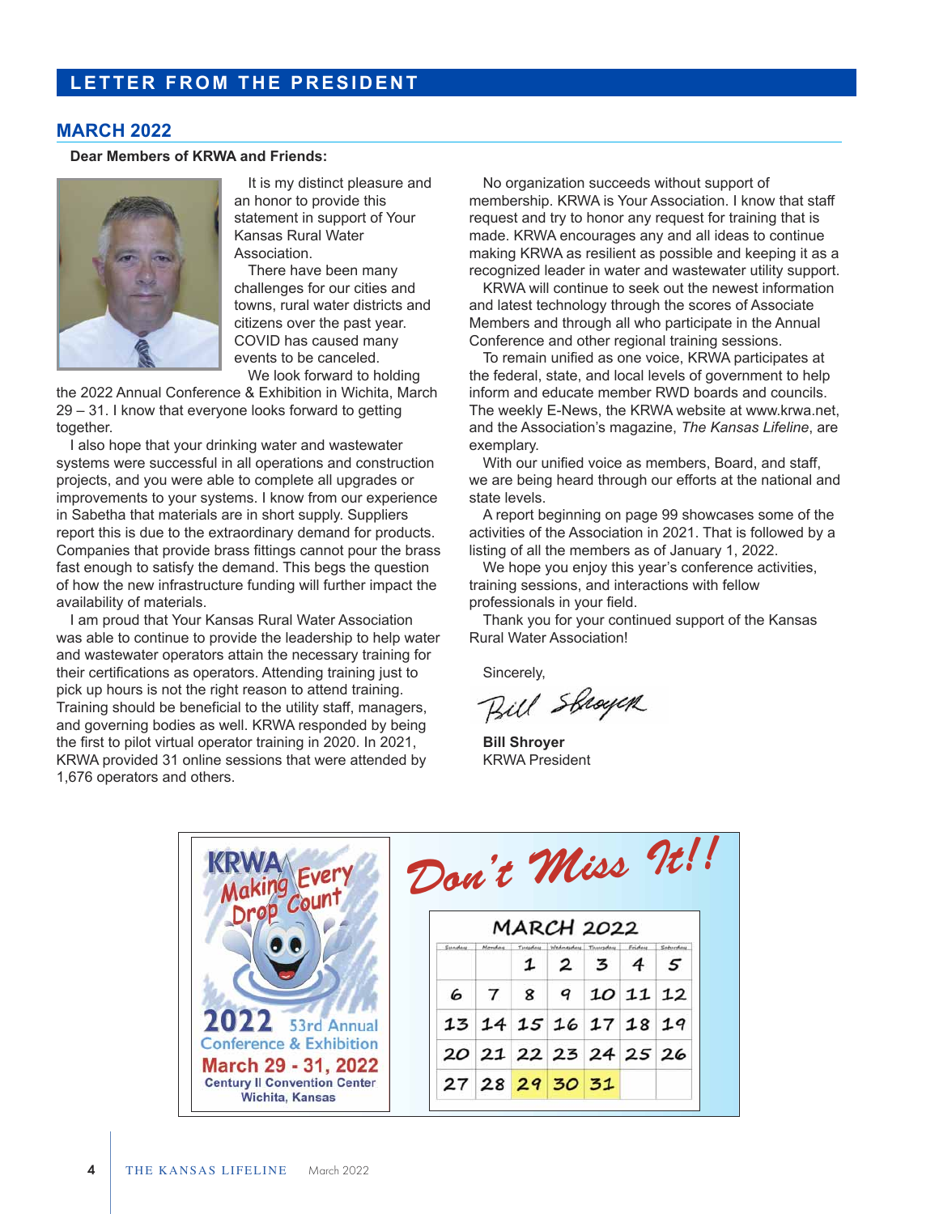## LETTER FROM THE PRESIDENT

### MARCH 2022

**Dear Members of KRWA and Friends:**

It is my distinct pleasure and an honor to provide this statement in support of Your Kansas Rural Water Association.

There have been many challenges for our cities and towns, rural water districts and citizens over the past year. COVID has caused many events to be canceled.

We look forward to holding the 2022 Annual Conference & Exhibition in Wichita, March 29 – 31. I know that everyone looks forward to getting together.

I also hope that your drinking water and wastewater systems were successful in all operations and construction projects, and you were able to complete all upgrades or improvements to your systems. I know from our experience in Sabetha that materials are in short supply. Suppliers report this is due to the extraordinary demand for products. Companies that provide brass fittings cannot pour the brass fast enough to satisfy the demand. This begs the question of how the new infrastructure funding will further impact the availability of materials.

I am proud that Your Kansas Rural Water Association was able to continue to provide the leadership to help water and wastewater operators attain the necessary training for their certifications as operators. Attending training just to pick up hours is not the right reason to attend training. Training should be beneficial to the utility staff, managers, and governing bodies as well. KRWA responded by being the first to pilot virtual operator training in 2020. In 2021, KRWA provided 31 online sessions that were attended by 1,676 operators and others.

No organization succeeds without support of membership. KRWA is Your Association. I know that staff request and try to honor any request for training that is made. KRWA encourages any and all ideas to continue making KRWA as resilient as possible and keeping it as a recognized leader in water and wastewater utility support.

KRWA will continue to seek out the newest information and latest technology through the scores of Associate Members and through all who participate in the Annual Conference and other regional training sessions.

To remain unified as one voice, KRWA participates at the federal, state, and local levels of government to help inform and educate member RWD boards and councils. The weekly E-News, the KRWA website at www.krwa.net, and the Association's magazine, *The Kansas Lifeline*, are exemplary.

With our unified voice as members, Board, and staff, we are being heard through our efforts at the national and state levels.

A report beginning on page 99 showcases some of the activities of the Association in 2021. That is followed by a listing of all the members as of January 1, 2022.

We hope you enjoy this year's conference activities, training sessions, and interactions with fellow professionals in your field.

Thank you for your continued support of the Kansas Rural Water Association!

Sincerely,

**Bill Shroyer**
KRWA President

KRWA Making Every Drop Count

2022 53rd Annual Conference & Exhibition

March 29 - 31, 2022

Century II Convention Center
Wichita, Kansas

Don't Miss It!!

MARCH 2022

| Sunday | Monday | Tuesday | Wednesday | Thursday | Friday | Saturday |
|---|---|---|---|---|---|---|
| | | 1 | 2 | 3 | 4 | 5 |
| 6 | 7 | 8 | 9 | 10 | 11 | 12 |
| 13 | 14 | 15 | 16 | 17 | 18 | 19 |
| 20 | 21 | 22 | 23 | 24 | 25 | 26 |
| 27 | 28 | 29 | 30 | 31 | | |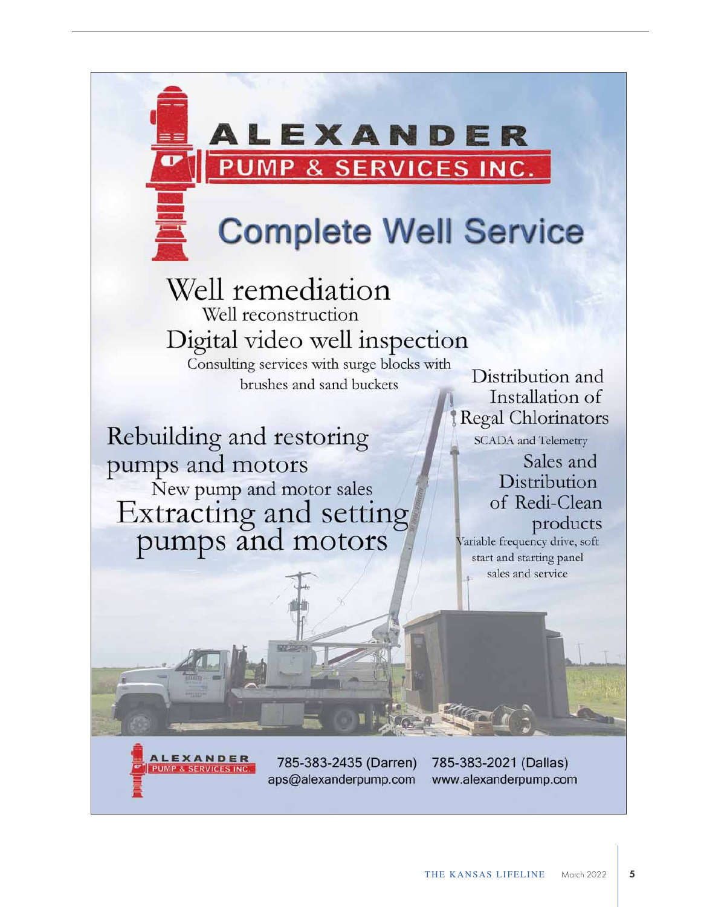# ALEXANDER

## PUMP & SERVICES INC.

# Complete Well Service

Well remediation

Well reconstruction

Digital video well inspection

Consulting services with surge blocks with brushes and sand buckets

Rebuilding and restoring pumps and motors

New pump and motor sales

Extracting and setting pumps and motors

Distribution and Installation of Regal Chlorinators

SCADA and Telemetry

Sales and Distribution of Redi-Clean products

Variable frequency drive, soft start and starting panel sales and service

ALEXANDER PUMP & SERVICES INC.

785-383-2435 (Darren)
aps@alexanderpump.com

785-383-2021 (Dallas)
www.alexanderpump.com